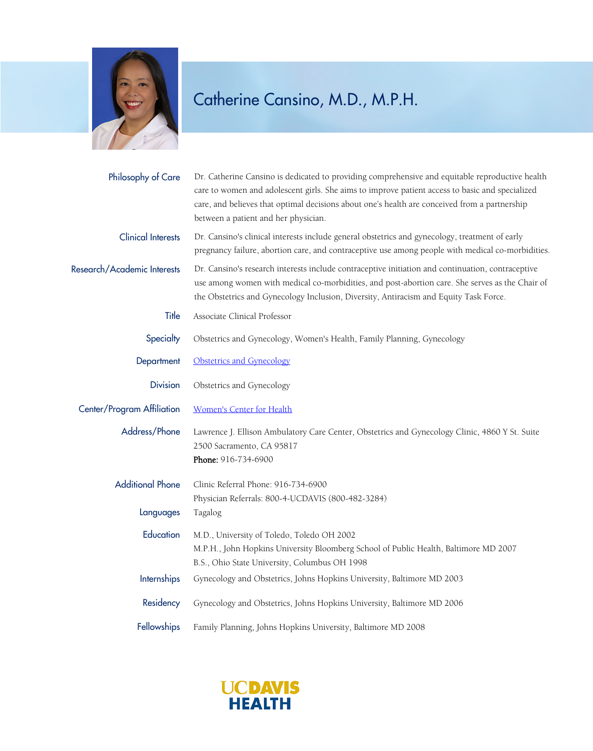# Catherine Cansino, M.D., M.P.H.

**Philosophy of Care**
Dr. Catherine Cansino is dedicated to providing comprehensive and equitable reproductive health care to women and adolescent girls. She aims to improve patient access to basic and specialized care, and believes that optimal decisions about one's health are conceived from a partnership between a patient and her physician.

**Clinical Interests**
Dr. Cansino's clinical interests include general obstetrics and gynecology, treatment of early pregnancy failure, abortion care, and contraceptive use among people with medical co-morbidities.

**Research/Academic Interests**
Dr. Cansino's research interests include contraceptive initiation and continuation, contraceptive use among women with medical co-morbidities, and post-abortion care. She serves as the Chair of the Obstetrics and Gynecology Inclusion, Diversity, Antiracism and Equity Task Force.

**Title**
Associate Clinical Professor

**Specialty**
Obstetrics and Gynecology, Women's Health, Family Planning, Gynecology

**Department**
Obstetrics and Gynecology

**Division**
Obstetrics and Gynecology

**Center/Program Affiliation**
Women's Center for Health

**Address/Phone**
Lawrence J. Ellison Ambulatory Care Center, Obstetrics and Gynecology Clinic, 4860 Y St. Suite 2500 Sacramento, CA 95817
**Phone:** 916-734-6900

**Additional Phone**
Clinic Referral Phone: 916-734-6900
Physician Referrals: 800-4-UCDAVIS (800-482-3284)

**Languages**
Tagalog

**Education**
M.D., University of Toledo, Toledo OH 2002
M.P.H., John Hopkins University Bloomberg School of Public Health, Baltimore MD 2007
B.S., Ohio State University, Columbus OH 1998

**Internships**
Gynecology and Obstetrics, Johns Hopkins University, Baltimore MD 2003

**Residency**
Gynecology and Obstetrics, Johns Hopkins University, Baltimore MD 2006

**Fellowships**
Family Planning, Johns Hopkins University, Baltimore MD 2008

UCDAVIS HEALTH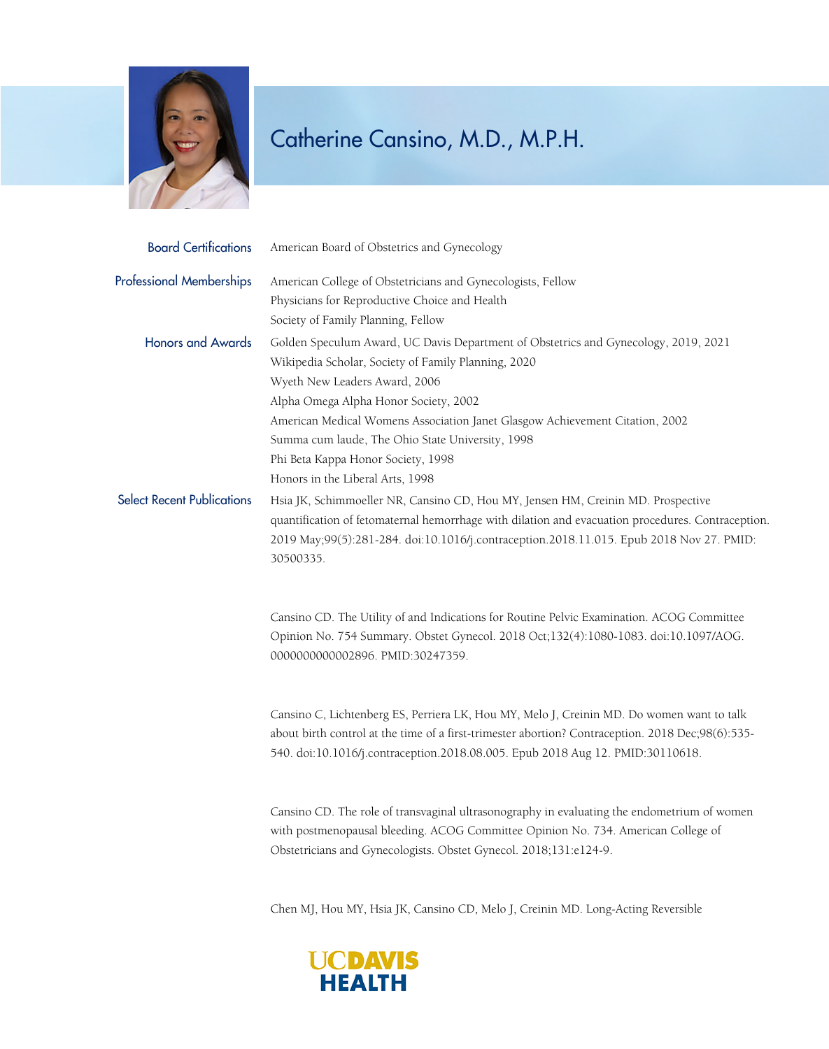# Catherine Cansino, M.D., M.P.H.

**Board Certifications**

American Board of Obstetrics and Gynecology

**Professional Memberships**

American College of Obstetricians and Gynecologists, Fellow
Physicians for Reproductive Choice and Health
Society of Family Planning, Fellow

**Honors and Awards**

Golden Speculum Award, UC Davis Department of Obstetrics and Gynecology, 2019, 2021
Wikipedia Scholar, Society of Family Planning, 2020
Wyeth New Leaders Award, 2006
Alpha Omega Alpha Honor Society, 2002
American Medical Womens Association Janet Glasgow Achievement Citation, 2002
Summa cum laude, The Ohio State University, 1998
Phi Beta Kappa Honor Society, 1998
Honors in the Liberal Arts, 1998

**Select Recent Publications**

Hsia JK, Schimmoeller NR, Cansino CD, Hou MY, Jensen HM, Creinin MD. Prospective quantification of fetomaternal hemorrhage with dilation and evacuation procedures. Contraception. 2019 May;99(5):281-284. doi:10.1016/j.contraception.2018.11.015. Epub 2018 Nov 27. PMID: 30500335.

Cansino CD. The Utility of and Indications for Routine Pelvic Examination. ACOG Committee Opinion No. 754 Summary. Obstet Gynecol. 2018 Oct;132(4):1080-1083. doi:10.1097/AOG.0000000000002896. PMID:30247359.

Cansino C, Lichtenberg ES, Perriera LK, Hou MY, Melo J, Creinin MD. Do women want to talk about birth control at the time of a first-trimester abortion? Contraception. 2018 Dec;98(6):535-540. doi:10.1016/j.contraception.2018.08.005. Epub 2018 Aug 12. PMID:30110618.

Cansino CD. The role of transvaginal ultrasonography in evaluating the endometrium of women with postmenopausal bleeding. ACOG Committee Opinion No. 734. American College of Obstetricians and Gynecologists. Obstet Gynecol. 2018;131:e124-9.

Chen MJ, Hou MY, Hsia JK, Cansino CD, Melo J, Creinin MD. Long-Acting Reversible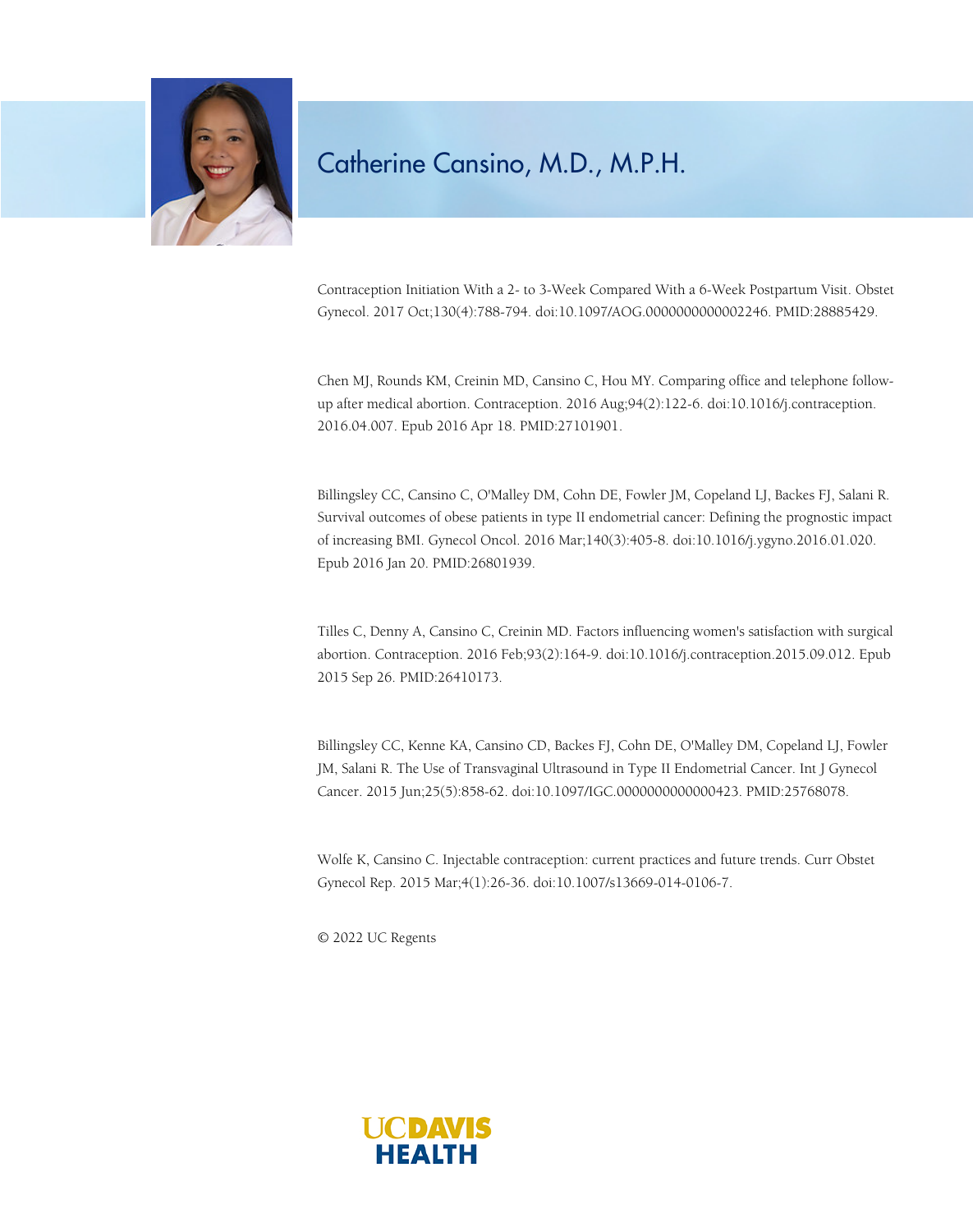# Catherine Cansino, M.D., M.P.H.

Contraception Initiation With a 2- to 3-Week Compared With a 6-Week Postpartum Visit. Obstet Gynecol. 2017 Oct;130(4):788-794. doi:10.1097/AOG.0000000000002246. PMID:28885429.

Chen MJ, Rounds KM, Creinin MD, Cansino C, Hou MY. Comparing office and telephone follow-up after medical abortion. Contraception. 2016 Aug;94(2):122-6. doi:10.1016/j.contraception.2016.04.007. Epub 2016 Apr 18. PMID:27101901.

Billingsley CC, Cansino C, O'Malley DM, Cohn DE, Fowler JM, Copeland LJ, Backes FJ, Salani R. Survival outcomes of obese patients in type II endometrial cancer: Defining the prognostic impact of increasing BMI. Gynecol Oncol. 2016 Mar;140(3):405-8. doi:10.1016/j.ygyno.2016.01.020. Epub 2016 Jan 20. PMID:26801939.

Tilles C, Denny A, Cansino C, Creinin MD. Factors influencing women's satisfaction with surgical abortion. Contraception. 2016 Feb;93(2):164-9. doi:10.1016/j.contraception.2015.09.012. Epub 2015 Sep 26. PMID:26410173.

Billingsley CC, Kenne KA, Cansino CD, Backes FJ, Cohn DE, O'Malley DM, Copeland LJ, Fowler JM, Salani R. The Use of Transvaginal Ultrasound in Type II Endometrial Cancer. Int J Gynecol Cancer. 2015 Jun;25(5):858-62. doi:10.1097/IGC.0000000000000423. PMID:25768078.

Wolfe K, Cansino C. Injectable contraception: current practices and future trends. Curr Obstet Gynecol Rep. 2015 Mar;4(1):26-36. doi:10.1007/s13669-014-0106-7.

© 2022 UC Regents

UCDAVIS HEALTH